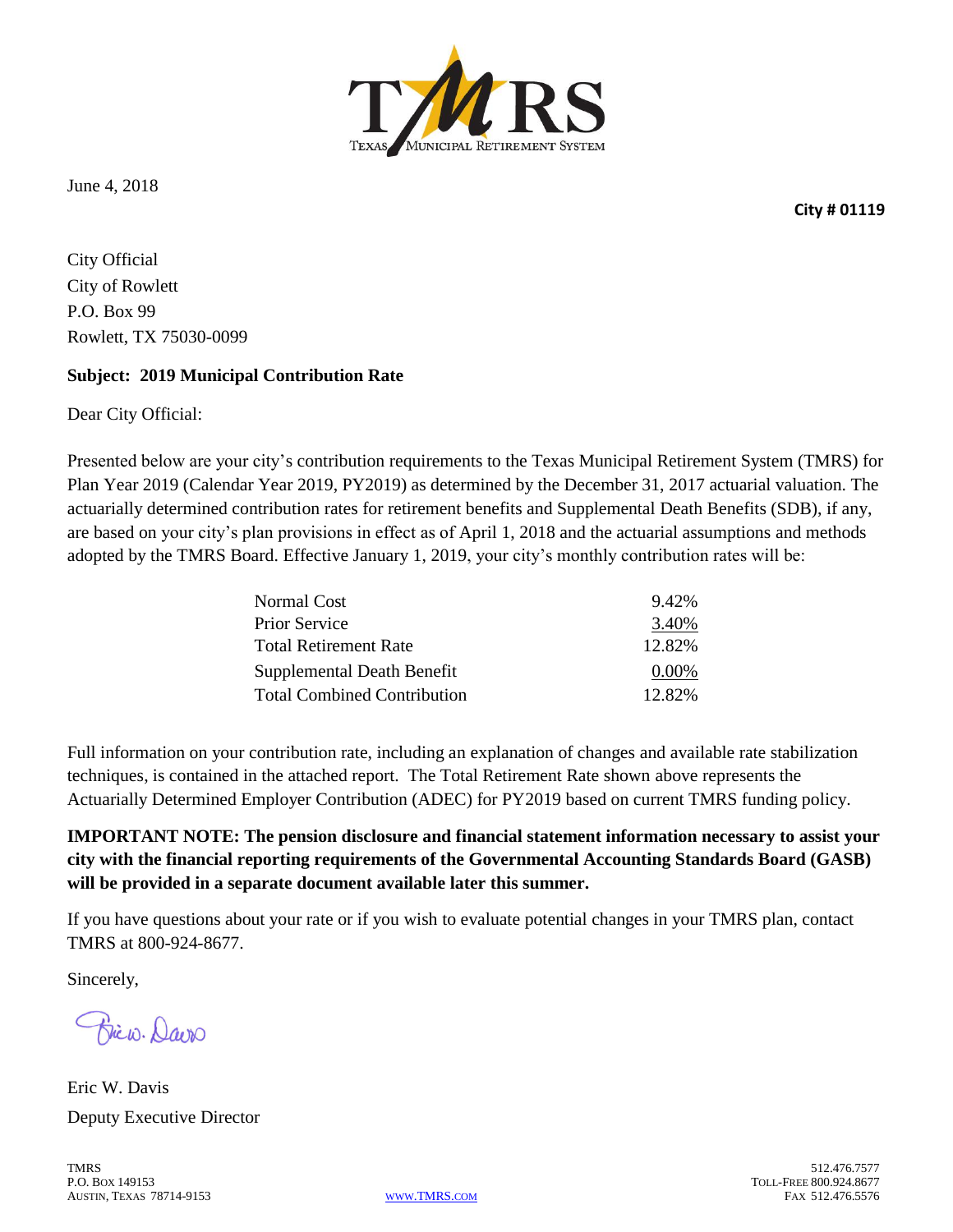TMRS
TEXAS MUNICIPAL RETIREMENT SYSTEM

June 4, 2018

**City # 01119**

City Official
City of Rowlett
P.O. Box 99
Rowlett, TX 75030-0099

**Subject: 2019 Municipal Contribution Rate**

Dear City Official:

Presented below are your city's contribution requirements to the Texas Municipal Retirement System (TMRS) for Plan Year 2019 (Calendar Year 2019, PY2019) as determined by the December 31, 2017 actuarial valuation. The actuarially determined contribution rates for retirement benefits and Supplemental Death Benefits (SDB), if any, are based on your city's plan provisions in effect as of April 1, 2018 and the actuarial assumptions and methods adopted by the TMRS Board. Effective January 1, 2019, your city's monthly contribution rates will be:

| | |
|---|---|
| Normal Cost | 9.42% |
| Prior Service | 3.40% |
| Total Retirement Rate | 12.82% |
| Supplemental Death Benefit | 0.00% |
| Total Combined Contribution | 12.82% |

Full information on your contribution rate, including an explanation of changes and available rate stabilization techniques, is contained in the attached report. The Total Retirement Rate shown above represents the Actuarially Determined Employer Contribution (ADEC) for PY2019 based on current TMRS funding policy.

**IMPORTANT NOTE: The pension disclosure and financial statement information necessary to assist your city with the financial reporting requirements of the Governmental Accounting Standards Board (GASB) will be provided in a separate document available later this summer.**

If you have questions about your rate or if you wish to evaluate potential changes in your TMRS plan, contact TMRS at 800-924-8677.

Sincerely,

Eric W. Davis
Deputy Executive Director

TMRS
P.O. Box 149153
Austin, Texas 78714-9153

www.TMRS.com

512.476.7577
Toll-Free 800.924.8677
Fax 512.476.5576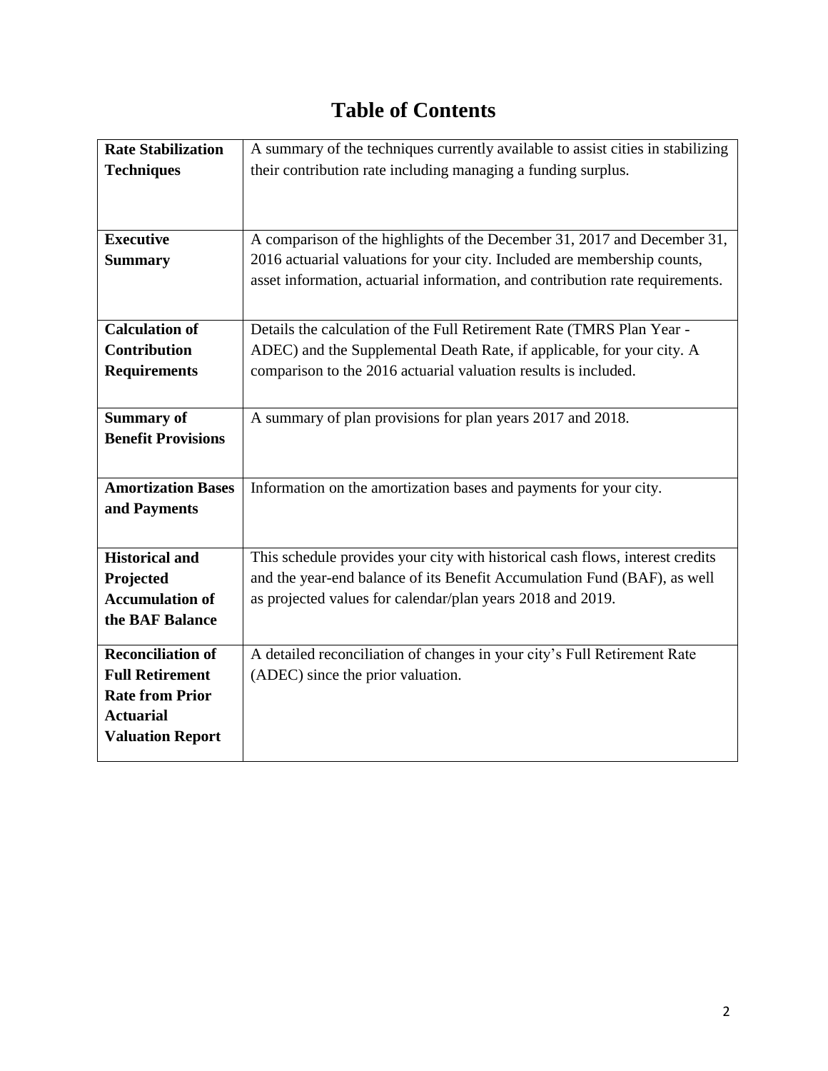# Table of Contents

| | |
|---|---|
| **Rate Stabilization Techniques** | A summary of the techniques currently available to assist cities in stabilizing their contribution rate including managing a funding surplus. |
| **Executive Summary** | A comparison of the highlights of the December 31, 2017 and December 31, 2016 actuarial valuations for your city. Included are membership counts, asset information, actuarial information, and contribution rate requirements. |
| **Calculation of Contribution Requirements** | Details the calculation of the Full Retirement Rate (TMRS Plan Year - ADEC) and the Supplemental Death Rate, if applicable, for your city. A comparison to the 2016 actuarial valuation results is included. |
| **Summary of Benefit Provisions** | A summary of plan provisions for plan years 2017 and 2018. |
| **Amortization Bases and Payments** | Information on the amortization bases and payments for your city. |
| **Historical and Projected Accumulation of the BAF Balance** | This schedule provides your city with historical cash flows, interest credits and the year-end balance of its Benefit Accumulation Fund (BAF), as well as projected values for calendar/plan years 2018 and 2019. |
| **Reconciliation of Full Retirement Rate from Prior Actuarial Valuation Report** | A detailed reconciliation of changes in your city's Full Retirement Rate (ADEC) since the prior valuation. |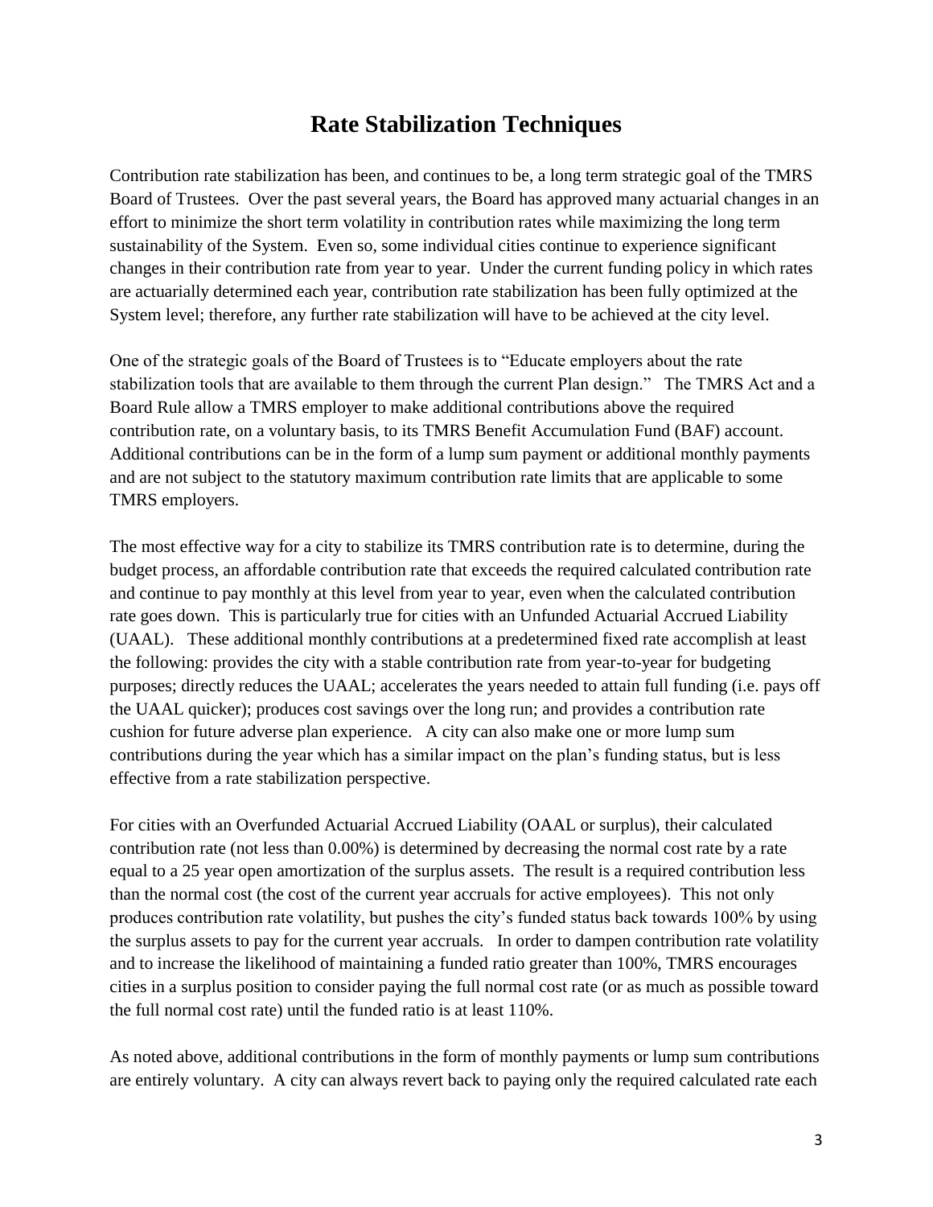# Rate Stabilization Techniques

Contribution rate stabilization has been, and continues to be, a long term strategic goal of the TMRS Board of Trustees. Over the past several years, the Board has approved many actuarial changes in an effort to minimize the short term volatility in contribution rates while maximizing the long term sustainability of the System. Even so, some individual cities continue to experience significant changes in their contribution rate from year to year. Under the current funding policy in which rates are actuarially determined each year, contribution rate stabilization has been fully optimized at the System level; therefore, any further rate stabilization will have to be achieved at the city level.

One of the strategic goals of the Board of Trustees is to "Educate employers about the rate stabilization tools that are available to them through the current Plan design." The TMRS Act and a Board Rule allow a TMRS employer to make additional contributions above the required contribution rate, on a voluntary basis, to its TMRS Benefit Accumulation Fund (BAF) account. Additional contributions can be in the form of a lump sum payment or additional monthly payments and are not subject to the statutory maximum contribution rate limits that are applicable to some TMRS employers.

The most effective way for a city to stabilize its TMRS contribution rate is to determine, during the budget process, an affordable contribution rate that exceeds the required calculated contribution rate and continue to pay monthly at this level from year to year, even when the calculated contribution rate goes down. This is particularly true for cities with an Unfunded Actuarial Accrued Liability (UAAL). These additional monthly contributions at a predetermined fixed rate accomplish at least the following: provides the city with a stable contribution rate from year-to-year for budgeting purposes; directly reduces the UAAL; accelerates the years needed to attain full funding (i.e. pays off the UAAL quicker); produces cost savings over the long run; and provides a contribution rate cushion for future adverse plan experience. A city can also make one or more lump sum contributions during the year which has a similar impact on the plan's funding status, but is less effective from a rate stabilization perspective.

For cities with an Overfunded Actuarial Accrued Liability (OAAL or surplus), their calculated contribution rate (not less than 0.00%) is determined by decreasing the normal cost rate by a rate equal to a 25 year open amortization of the surplus assets. The result is a required contribution less than the normal cost (the cost of the current year accruals for active employees). This not only produces contribution rate volatility, but pushes the city's funded status back towards 100% by using the surplus assets to pay for the current year accruals. In order to dampen contribution rate volatility and to increase the likelihood of maintaining a funded ratio greater than 100%, TMRS encourages cities in a surplus position to consider paying the full normal cost rate (or as much as possible toward the full normal cost rate) until the funded ratio is at least 110%.

As noted above, additional contributions in the form of monthly payments or lump sum contributions are entirely voluntary. A city can always revert back to paying only the required calculated rate each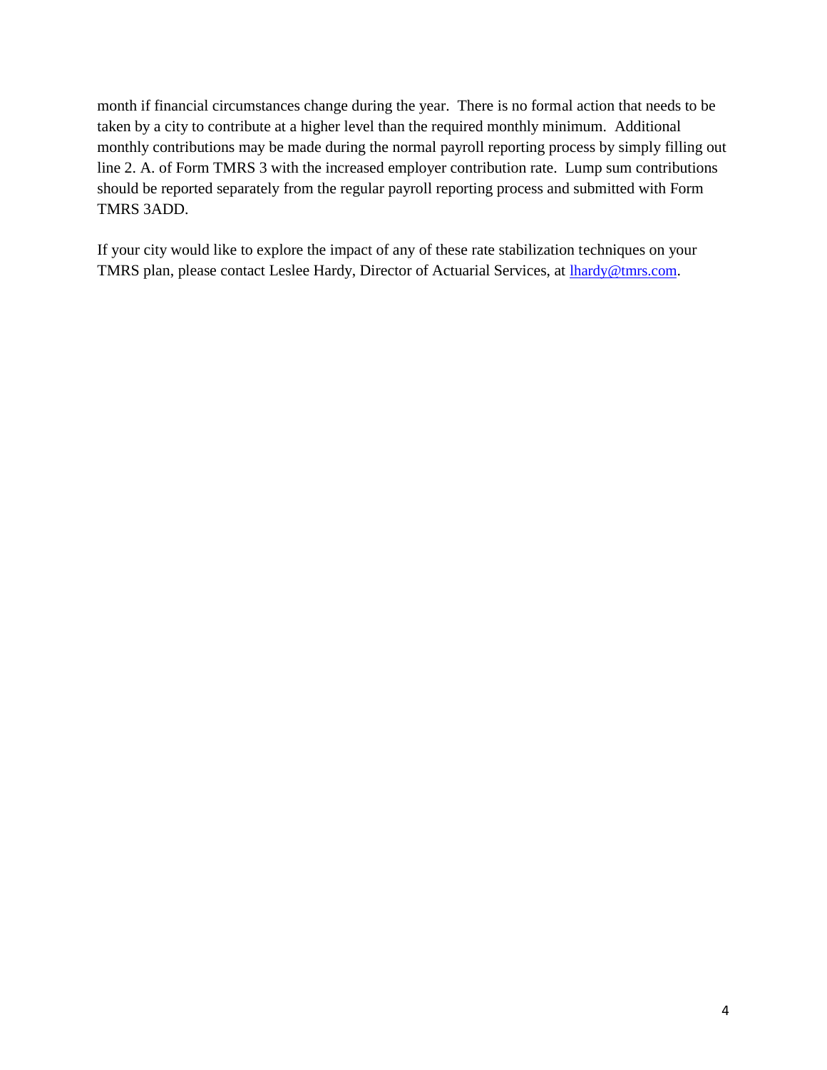month if financial circumstances change during the year. There is no formal action that needs to be taken by a city to contribute at a higher level than the required monthly minimum. Additional monthly contributions may be made during the normal payroll reporting process by simply filling out line 2. A. of Form TMRS 3 with the increased employer contribution rate. Lump sum contributions should be reported separately from the regular payroll reporting process and submitted with Form TMRS 3ADD.

If your city would like to explore the impact of any of these rate stabilization techniques on your TMRS plan, please contact Leslee Hardy, Director of Actuarial Services, at [lhardy@tmrs.com](mailto:lhardy@tmrs.com).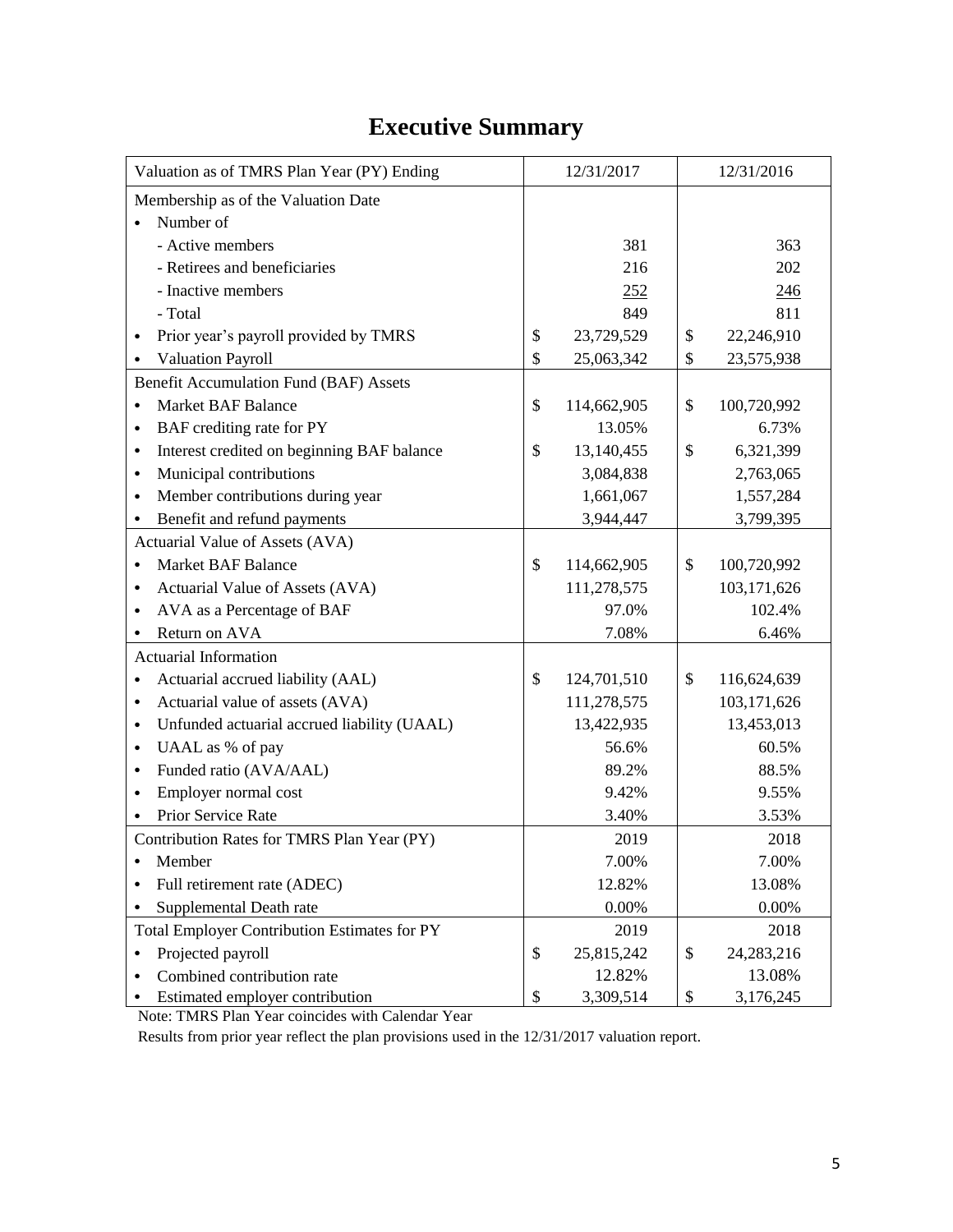# Executive Summary

| Valuation as of TMRS Plan Year (PY) Ending | 12/31/2017 | 12/31/2016 |
|---|---|---|
| Membership as of the Valuation Date | | |
| • Number of | | |
| - Active members | 381 | 363 |
| - Retirees and beneficiaries | 216 | 202 |
| - Inactive members | 252 | 246 |
| - Total | 849 | 811 |
| • Prior year's payroll provided by TMRS | $ 23,729,529 | $ 22,246,910 |
| • Valuation Payroll | $ 25,063,342 | $ 23,575,938 |
| Benefit Accumulation Fund (BAF) Assets | | |
| • Market BAF Balance | $ 114,662,905 | $ 100,720,992 |
| • BAF crediting rate for PY | 13.05% | 6.73% |
| • Interest credited on beginning BAF balance | $ 13,140,455 | $ 6,321,399 |
| • Municipal contributions | 3,084,838 | 2,763,065 |
| • Member contributions during year | 1,661,067 | 1,557,284 |
| • Benefit and refund payments | 3,944,447 | 3,799,395 |
| Actuarial Value of Assets (AVA) | | |
| • Market BAF Balance | $ 114,662,905 | $ 100,720,992 |
| • Actuarial Value of Assets (AVA) | 111,278,575 | 103,171,626 |
| • AVA as a Percentage of BAF | 97.0% | 102.4% |
| • Return on AVA | 7.08% | 6.46% |
| Actuarial Information | | |
| • Actuarial accrued liability (AAL) | $ 124,701,510 | $ 116,624,639 |
| • Actuarial value of assets (AVA) | 111,278,575 | 103,171,626 |
| • Unfunded actuarial accrued liability (UAAL) | 13,422,935 | 13,453,013 |
| • UAAL as % of pay | 56.6% | 60.5% |
| • Funded ratio (AVA/AAL) | 89.2% | 88.5% |
| • Employer normal cost | 9.42% | 9.55% |
| • Prior Service Rate | 3.40% | 3.53% |
| Contribution Rates for TMRS Plan Year (PY) | 2019 | 2018 |
| • Member | 7.00% | 7.00% |
| • Full retirement rate (ADEC) | 12.82% | 13.08% |
| • Supplemental Death rate | 0.00% | 0.00% |
| Total Employer Contribution Estimates for PY | 2019 | 2018 |
| • Projected payroll | $ 25,815,242 | $ 24,283,216 |
| • Combined contribution rate | 12.82% | 13.08% |
| • Estimated employer contribution | $ 3,309,514 | $ 3,176,245 |

Note: TMRS Plan Year coincides with Calendar Year

Results from prior year reflect the plan provisions used in the 12/31/2017 valuation report.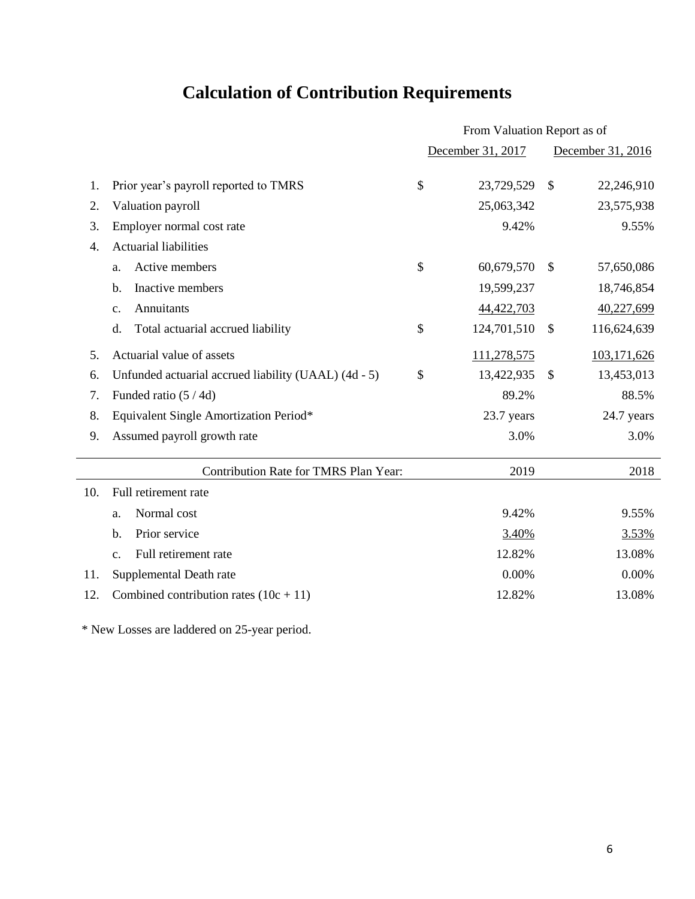# Calculation of Contribution Requirements

| | | From Valuation Report as of | |
|---|---|---|---|
| | | December 31, 2017 | December 31, 2016 |
| 1. | Prior year's payroll reported to TMRS | $ 23,729,529 | $ 22,246,910 |
| 2. | Valuation payroll | 25,063,342 | 23,575,938 |
| 3. | Employer normal cost rate | 9.42% | 9.55% |
| 4. | Actuarial liabilities | | |
| | a. Active members | $ 60,679,570 | $ 57,650,086 |
| | b. Inactive members | 19,599,237 | 18,746,854 |
| | c. Annuitants | 44,422,703 | 40,227,699 |
| | d. Total actuarial accrued liability | $ 124,701,510 | $ 116,624,639 |
| 5. | Actuarial value of assets | 111,278,575 | 103,171,626 |
| 6. | Unfunded actuarial accrued liability (UAAL) (4d - 5) | $ 13,422,935 | $ 13,453,013 |
| 7. | Funded ratio (5 / 4d) | 89.2% | 88.5% |
| 8. | Equivalent Single Amortization Period* | 23.7 years | 24.7 years |
| 9. | Assumed payroll growth rate | 3.0% | 3.0% |
| | Contribution Rate for TMRS Plan Year: | 2019 | 2018 |
| 10. | Full retirement rate | | |
| | a. Normal cost | 9.42% | 9.55% |
| | b. Prior service | 3.40% | 3.53% |
| | c. Full retirement rate | 12.82% | 13.08% |
| 11. | Supplemental Death rate | 0.00% | 0.00% |
| 12. | Combined contribution rates (10c + 11) | 12.82% | 13.08% |

\* New Losses are laddered on 25-year period.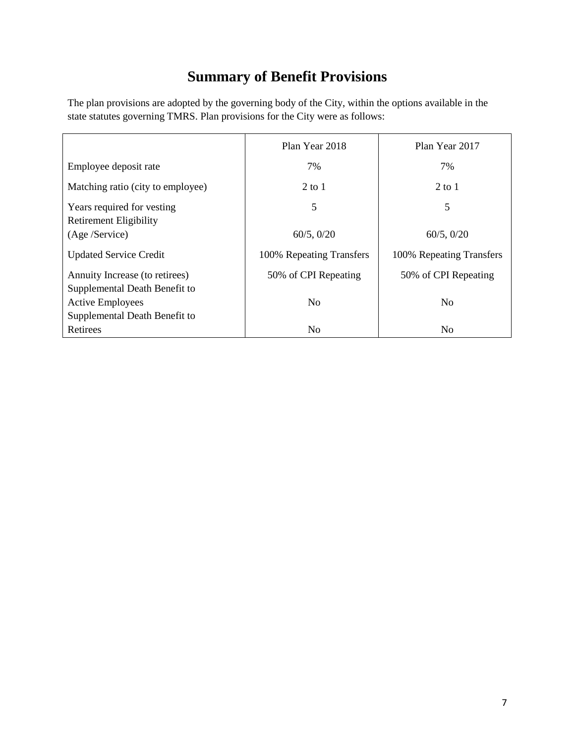# Summary of Benefit Provisions

The plan provisions are adopted by the governing body of the City, within the options available in the state statutes governing TMRS. Plan provisions for the City were as follows:

| | Plan Year 2018 | Plan Year 2017 |
|---|---|---|
| Employee deposit rate | 7% | 7% |
| Matching ratio (city to employee) | 2 to 1 | 2 to 1 |
| Years required for vesting | 5 | 5 |
| Retirement Eligibility (Age /Service) | 60/5, 0/20 | 60/5, 0/20 |
| Updated Service Credit | 100% Repeating Transfers | 100% Repeating Transfers |
| Annuity Increase (to retirees) | 50% of CPI Repeating | 50% of CPI Repeating |
| Supplemental Death Benefit to Active Employees | No | No |
| Supplemental Death Benefit to Retirees | No | No |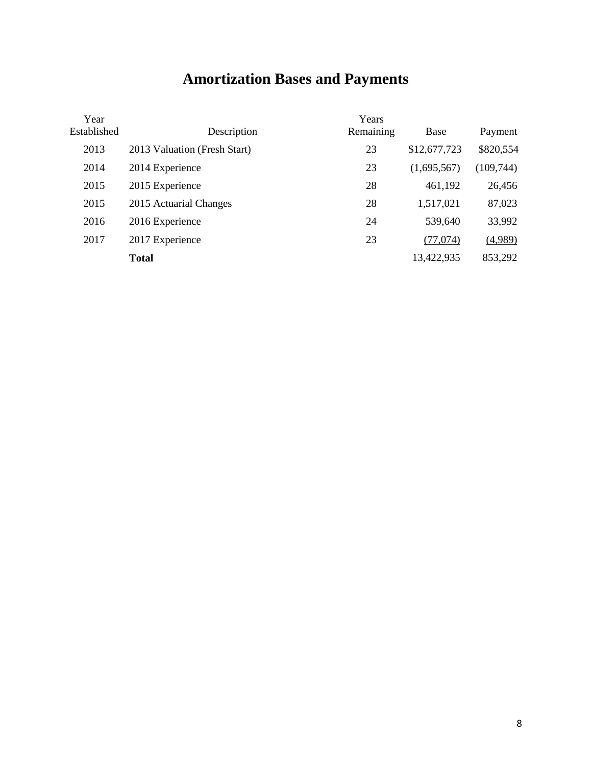# Amortization Bases and Payments

| Year Established | Description | Years Remaining | Base | Payment |
|---|---|---|---|---|
| 2013 | 2013 Valuation (Fresh Start) | 23 | $12,677,723 | $820,554 |
| 2014 | 2014 Experience | 23 | (1,695,567) | (109,744) |
| 2015 | 2015 Experience | 28 | 461,192 | 26,456 |
| 2015 | 2015 Actuarial Changes | 28 | 1,517,021 | 87,023 |
| 2016 | 2016 Experience | 24 | 539,640 | 33,992 |
| 2017 | 2017 Experience | 23 | (77,074) | (4,989) |
| | **Total** | | 13,422,935 | 853,292 |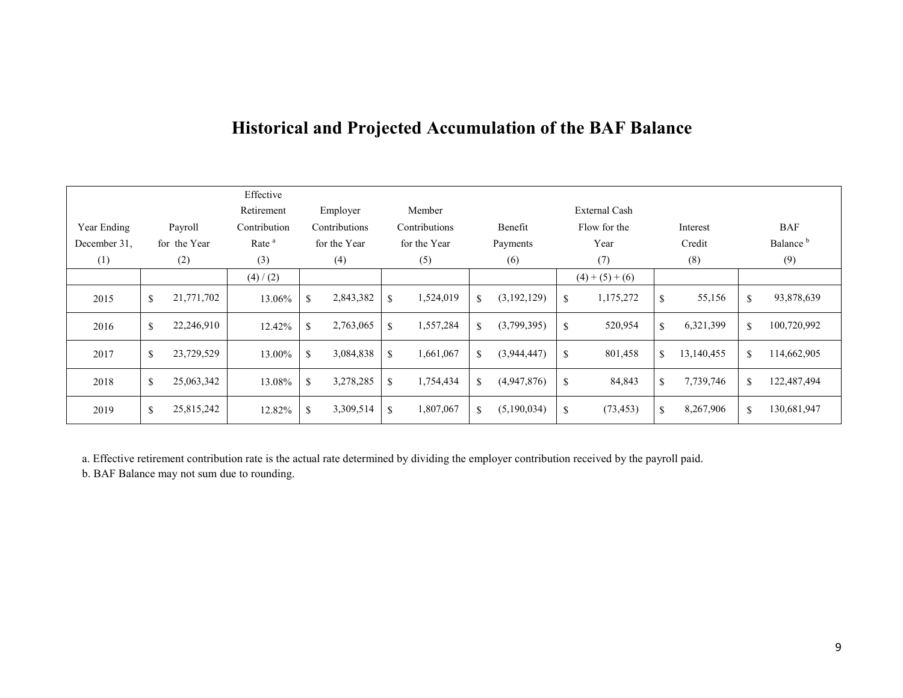# Historical and Projected Accumulation of the BAF Balance

| Year Ending December 31, (1) | Payroll for the Year (2) | Effective Retirement Contribution Rate [a] (3) | Employer Contributions for the Year (4) | Member Contributions for the Year (5) | Benefit Payments (6) | External Cash Flow for the Year (7) | Interest Credit (8) | BAF Balance [b] (9) |
|---|---|---|---|---|---|---|---|---|
| | | (4) / (2) | | | | (4) + (5) + (6) | | |
| 2015 | $ 21,771,702 | 13.06% | $ 2,843,382 | $ 1,524,019 | $ (3,192,129) | $ 1,175,272 | $ 55,156 | $ 93,878,639 |
| 2016 | $ 22,246,910 | 12.42% | $ 2,763,065 | $ 1,557,284 | $ (3,799,395) | $ 520,954 | $ 6,321,399 | $ 100,720,992 |
| 2017 | $ 23,729,529 | 13.00% | $ 3,084,838 | $ 1,661,067 | $ (3,944,447) | $ 801,458 | $ 13,140,455 | $ 114,662,905 |
| 2018 | $ 25,063,342 | 13.08% | $ 3,278,285 | $ 1,754,434 | $ (4,947,876) | $ 84,843 | $ 7,739,746 | $ 122,487,494 |
| 2019 | $ 25,815,242 | 12.82% | $ 3,309,514 | $ 1,807,067 | $ (5,190,034) | $ (73,453) | $ 8,267,906 | $ 130,681,947 |

a. Effective retirement contribution rate is the actual rate determined by dividing the employer contribution received by the payroll paid.

b. BAF Balance may not sum due to rounding.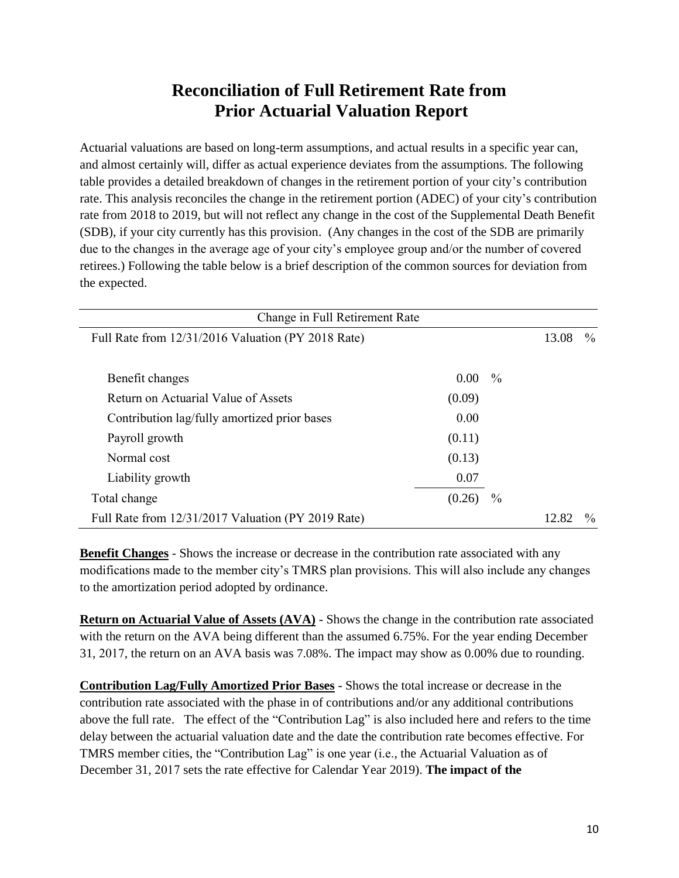# Reconciliation of Full Retirement Rate from Prior Actuarial Valuation Report

Actuarial valuations are based on long-term assumptions, and actual results in a specific year can, and almost certainly will, differ as actual experience deviates from the assumptions. The following table provides a detailed breakdown of changes in the retirement portion of your city's contribution rate. This analysis reconciles the change in the retirement portion (ADEC) of your city's contribution rate from 2018 to 2019, but will not reflect any change in the cost of the Supplemental Death Benefit (SDB), if your city currently has this provision. (Any changes in the cost of the SDB are primarily due to the changes in the average age of your city's employee group and/or the number of covered retirees.) Following the table below is a brief description of the common sources for deviation from the expected.

| Change in Full Retirement Rate | | | | |
|---|---|---|---|---|
| Full Rate from 12/31/2016 Valuation (PY 2018 Rate) | | | 13.08 | % |
| | | | | |
| Benefit changes | 0.00 | % | | |
| Return on Actuarial Value of Assets | (0.09) | | | |
| Contribution lag/fully amortized prior bases | 0.00 | | | |
| Payroll growth | (0.11) | | | |
| Normal cost | (0.13) | | | |
| Liability growth | 0.07 | | | |
| Total change | (0.26) | % | | |
| Full Rate from 12/31/2017 Valuation (PY 2019 Rate) | | | 12.82 | % |

**Benefit Changes** - Shows the increase or decrease in the contribution rate associated with any modifications made to the member city's TMRS plan provisions. This will also include any changes to the amortization period adopted by ordinance.

**Return on Actuarial Value of Assets (AVA)** - Shows the change in the contribution rate associated with the return on the AVA being different than the assumed 6.75%. For the year ending December 31, 2017, the return on an AVA basis was 7.08%. The impact may show as 0.00% due to rounding.

**Contribution Lag/Fully Amortized Prior Bases** - Shows the total increase or decrease in the contribution rate associated with the phase in of contributions and/or any additional contributions above the full rate. The effect of the "Contribution Lag" is also included here and refers to the time delay between the actuarial valuation date and the date the contribution rate becomes effective. For TMRS member cities, the "Contribution Lag" is one year (i.e., the Actuarial Valuation as of December 31, 2017 sets the rate effective for Calendar Year 2019). **The impact of the**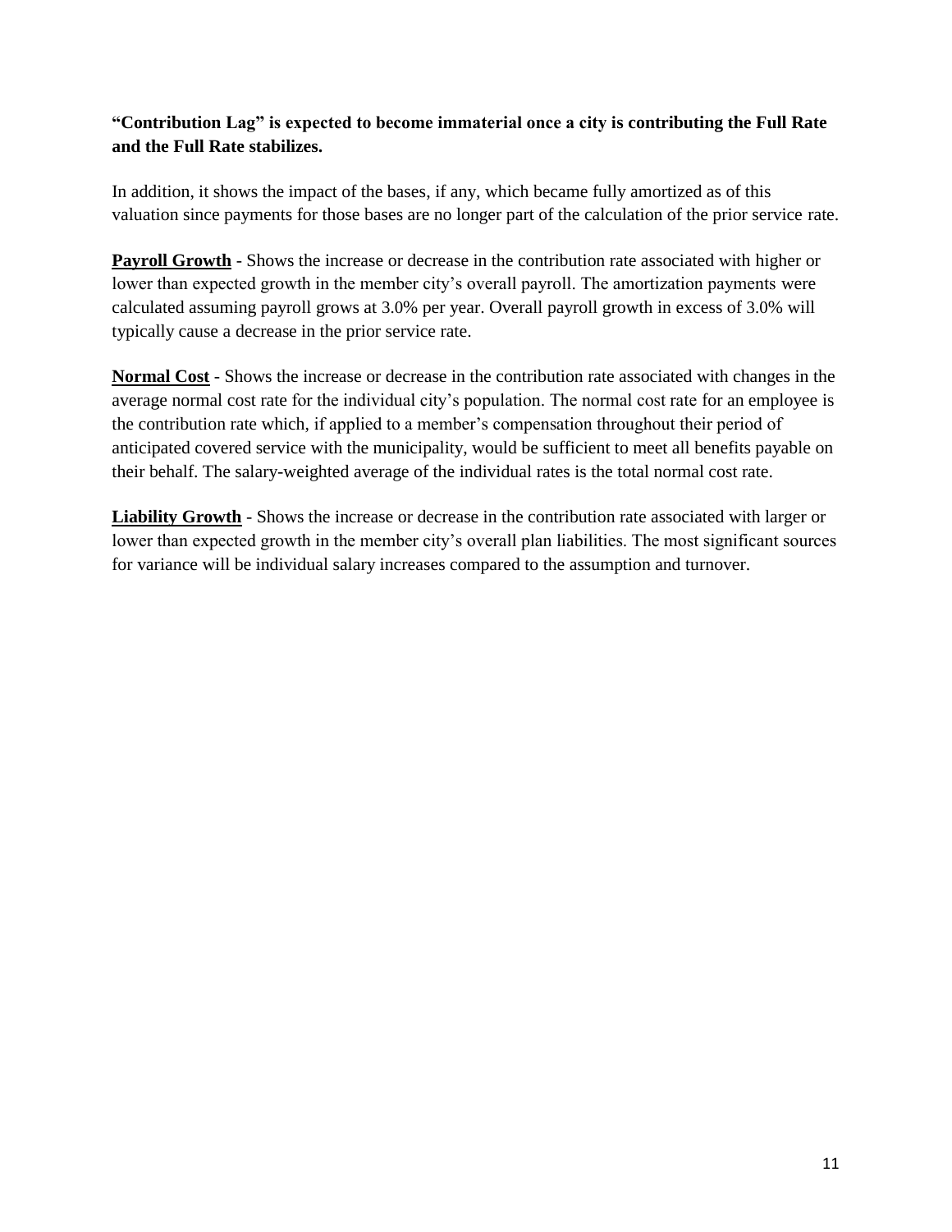**"Contribution Lag" is expected to become immaterial once a city is contributing the Full Rate and the Full Rate stabilizes.**

In addition, it shows the impact of the bases, if any, which became fully amortized as of this valuation since payments for those bases are no longer part of the calculation of the prior service rate.

**Payroll Growth** - Shows the increase or decrease in the contribution rate associated with higher or lower than expected growth in the member city's overall payroll. The amortization payments were calculated assuming payroll grows at 3.0% per year. Overall payroll growth in excess of 3.0% will typically cause a decrease in the prior service rate.

**Normal Cost** - Shows the increase or decrease in the contribution rate associated with changes in the average normal cost rate for the individual city's population. The normal cost rate for an employee is the contribution rate which, if applied to a member's compensation throughout their period of anticipated covered service with the municipality, would be sufficient to meet all benefits payable on their behalf. The salary-weighted average of the individual rates is the total normal cost rate.

**Liability Growth** - Shows the increase or decrease in the contribution rate associated with larger or lower than expected growth in the member city's overall plan liabilities. The most significant sources for variance will be individual salary increases compared to the assumption and turnover.